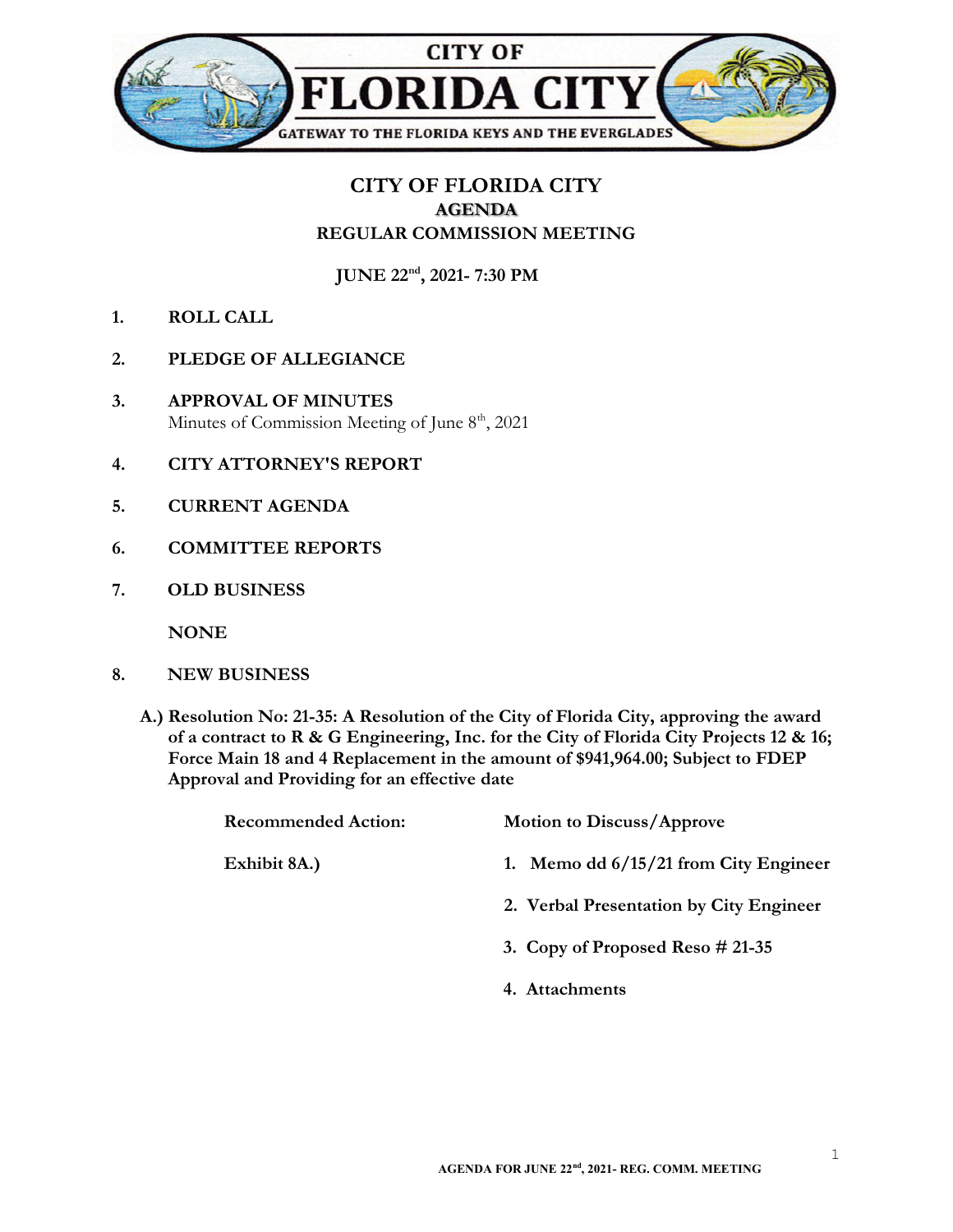CITY OF

# FLORIDA CITY

GATEWAY TO THE FLORIDA KEYS AND THE EVERGLADES

## CITY OF FLORIDA CITY
### AGENDA
### REGULAR COMMISSION MEETING

**JUNE 22nd, 2021- 7:30 PM**

**1. ROLL CALL**

**2. PLEDGE OF ALLEGIANCE**

**3. APPROVAL OF MINUTES**
Minutes of Commission Meeting of June 8th, 2021

**4. CITY ATTORNEY'S REPORT**

**5. CURRENT AGENDA**

**6. COMMITTEE REPORTS**

**7. OLD BUSINESS**

**NONE**

**8. NEW BUSINESS**

**A.) Resolution No: 21-35: A Resolution of the City of Florida City, approving the award of a contract to R & G Engineering, Inc. for the City of Florida City Projects 12 & 16; Force Main 18 and 4 Replacement in the amount of $941,964.00; Subject to FDEP Approval and Providing for an effective date**

**Recommended Action:** **Motion to Discuss/Approve**

**Exhibit 8A.)**

1. **Memo dd 6/15/21 from City Engineer**
2. **Verbal Presentation by City Engineer**
3. **Copy of Proposed Reso # 21-35**
4. **Attachments**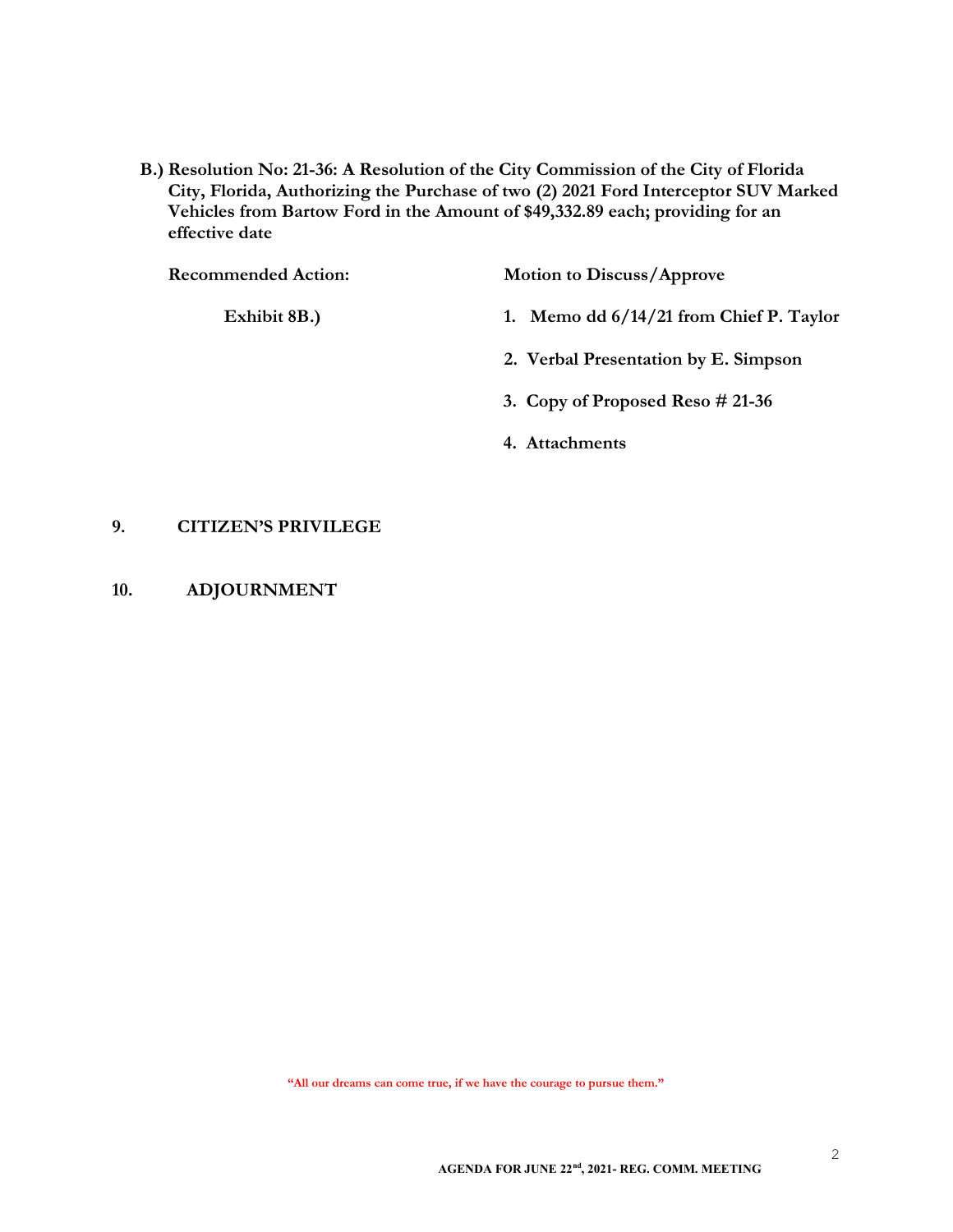**B.) Resolution No: 21-36: A Resolution of the City Commission of the City of Florida City, Florida, Authorizing the Purchase of two (2) 2021 Ford Interceptor SUV Marked Vehicles from Bartow Ford in the Amount of $49,332.89 each; providing for an effective date**

**Recommended Action:** **Motion to Discuss/Approve**

**Exhibit 8B.)**

1. **Memo dd 6/14/21 from Chief P. Taylor**
2. **Verbal Presentation by E. Simpson**
3. **Copy of Proposed Reso # 21-36**
4. **Attachments**

## 9. CITIZEN'S PRIVILEGE

## 10. ADJOURNMENT

**"All our dreams can come true, if we have the courage to pursue them."**